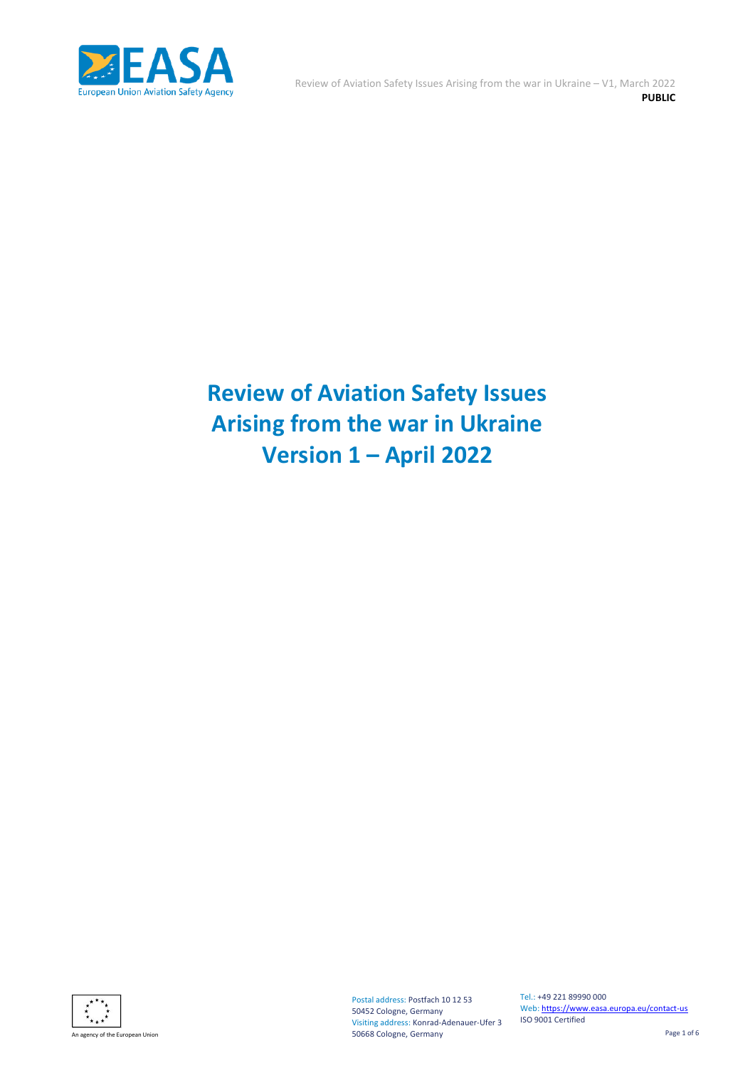# Review of Aviation Safety Issues Arising from the war in Ukraine Version 1 – April 2022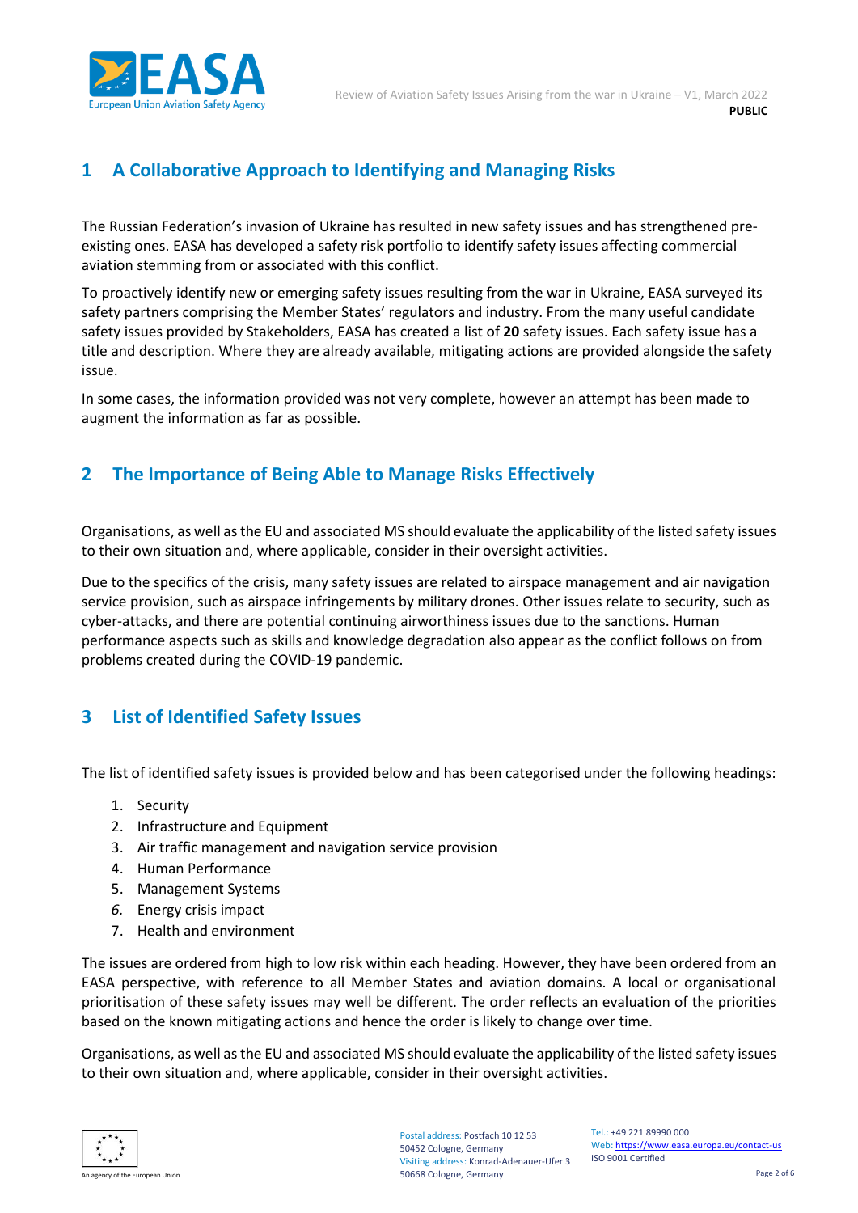# 1 A Collaborative Approach to Identifying and Managing Risks

The Russian Federation's invasion of Ukraine has resulted in new safety issues and has strengthened pre-existing ones. EASA has developed a safety risk portfolio to identify safety issues affecting commercial aviation stemming from or associated with this conflict.

To proactively identify new or emerging safety issues resulting from the war in Ukraine, EASA surveyed its safety partners comprising the Member States' regulators and industry. From the many useful candidate safety issues provided by Stakeholders, EASA has created a list of **20** safety issues. Each safety issue has a title and description. Where they are already available, mitigating actions are provided alongside the safety issue.

In some cases, the information provided was not very complete, however an attempt has been made to augment the information as far as possible.

# 2 The Importance of Being Able to Manage Risks Effectively

Organisations, as well as the EU and associated MS should evaluate the applicability of the listed safety issues to their own situation and, where applicable, consider in their oversight activities.

Due to the specifics of the crisis, many safety issues are related to airspace management and air navigation service provision, such as airspace infringements by military drones. Other issues relate to security, such as cyber-attacks, and there are potential continuing airworthiness issues due to the sanctions. Human performance aspects such as skills and knowledge degradation also appear as the conflict follows on from problems created during the COVID-19 pandemic.

# 3 List of Identified Safety Issues

The list of identified safety issues is provided below and has been categorised under the following headings:

1. Security
2. Infrastructure and Equipment
3. Air traffic management and navigation service provision
4. Human Performance
5. Management Systems
6. Energy crisis impact
7. Health and environment

The issues are ordered from high to low risk within each heading. However, they have been ordered from an EASA perspective, with reference to all Member States and aviation domains. A local or organisational prioritisation of these safety issues may well be different. The order reflects an evaluation of the priorities based on the known mitigating actions and hence the order is likely to change over time.

Organisations, as well as the EU and associated MS should evaluate the applicability of the listed safety issues to their own situation and, where applicable, consider in their oversight activities.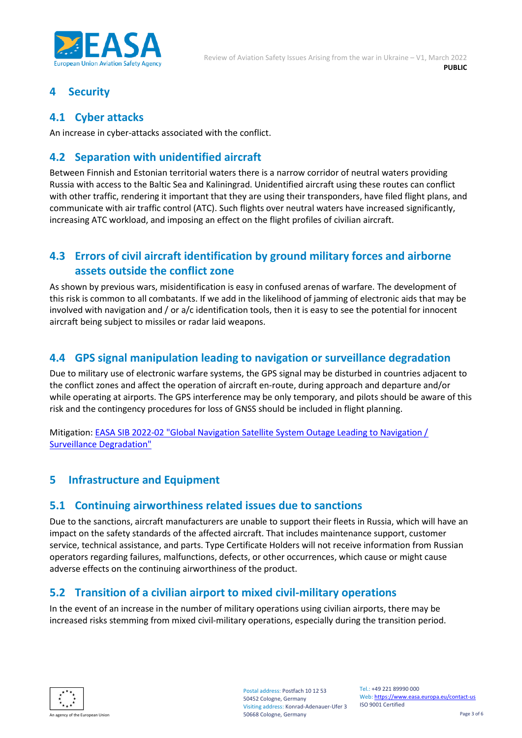# 4 Security

## 4.1 Cyber attacks

An increase in cyber-attacks associated with the conflict.

## 4.2 Separation with unidentified aircraft

Between Finnish and Estonian territorial waters there is a narrow corridor of neutral waters providing Russia with access to the Baltic Sea and Kaliningrad. Unidentified aircraft using these routes can conflict with other traffic, rendering it important that they are using their transponders, have filed flight plans, and communicate with air traffic control (ATC). Such flights over neutral waters have increased significantly, increasing ATC workload, and imposing an effect on the flight profiles of civilian aircraft.

## 4.3 Errors of civil aircraft identification by ground military forces and airborne assets outside the conflict zone

As shown by previous wars, misidentification is easy in confused arenas of warfare. The development of this risk is common to all combatants. If we add in the likelihood of jamming of electronic aids that may be involved with navigation and / or a/c identification tools, then it is easy to see the potential for innocent aircraft being subject to missiles or radar laid weapons.

## 4.4 GPS signal manipulation leading to navigation or surveillance degradation

Due to military use of electronic warfare systems, the GPS signal may be disturbed in countries adjacent to the conflict zones and affect the operation of aircraft en-route, during approach and departure and/or while operating at airports. The GPS interference may be only temporary, and pilots should be aware of this risk and the contingency procedures for loss of GNSS should be included in flight planning.

Mitigation: EASA SIB 2022-02 "Global Navigation Satellite System Outage Leading to Navigation / Surveillance Degradation"

# 5 Infrastructure and Equipment

## 5.1 Continuing airworthiness related issues due to sanctions

Due to the sanctions, aircraft manufacturers are unable to support their fleets in Russia, which will have an impact on the safety standards of the affected aircraft. That includes maintenance support, customer service, technical assistance, and parts. Type Certificate Holders will not receive information from Russian operators regarding failures, malfunctions, defects, or other occurrences, which cause or might cause adverse effects on the continuing airworthiness of the product.

## 5.2 Transition of a civilian airport to mixed civil-military operations

In the event of an increase in the number of military operations using civilian airports, there may be increased risks stemming from mixed civil-military operations, especially during the transition period.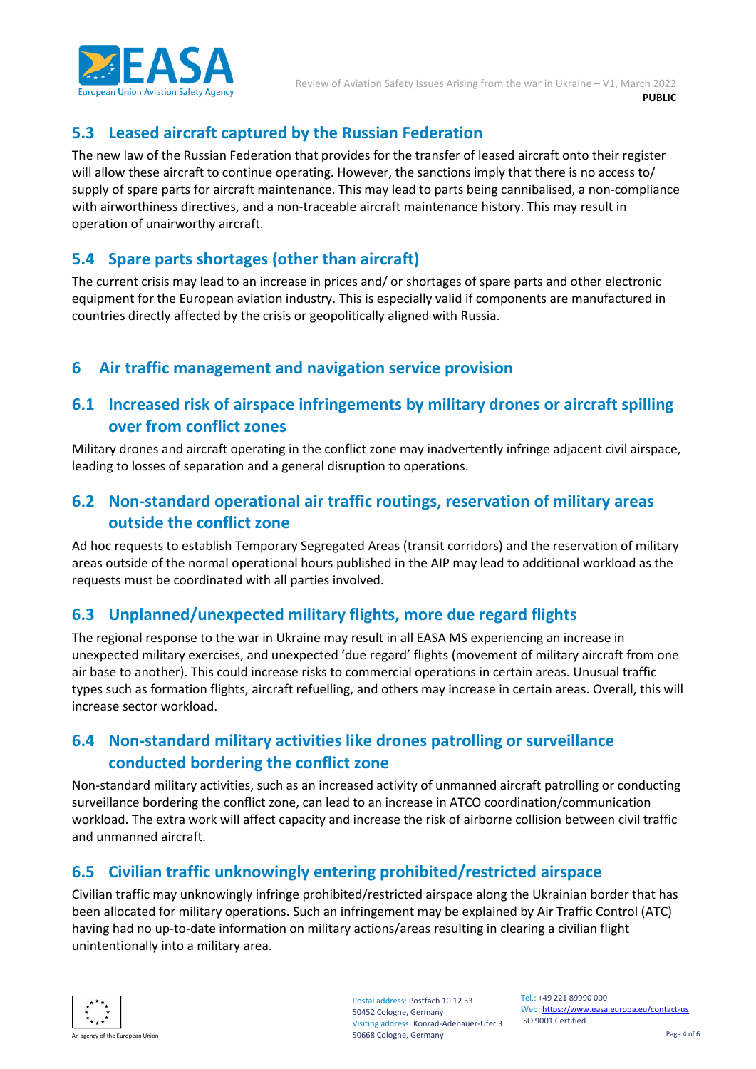## 5.3 Leased aircraft captured by the Russian Federation

The new law of the Russian Federation that provides for the transfer of leased aircraft onto their register will allow these aircraft to continue operating. However, the sanctions imply that there is no access to/ supply of spare parts for aircraft maintenance. This may lead to parts being cannibalised, a non-compliance with airworthiness directives, and a non-traceable aircraft maintenance history. This may result in operation of unairworthy aircraft.

## 5.4 Spare parts shortages (other than aircraft)

The current crisis may lead to an increase in prices and/ or shortages of spare parts and other electronic equipment for the European aviation industry. This is especially valid if components are manufactured in countries directly affected by the crisis or geopolitically aligned with Russia.

# 6 Air traffic management and navigation service provision

## 6.1 Increased risk of airspace infringements by military drones or aircraft spilling over from conflict zones

Military drones and aircraft operating in the conflict zone may inadvertently infringe adjacent civil airspace, leading to losses of separation and a general disruption to operations.

## 6.2 Non-standard operational air traffic routings, reservation of military areas outside the conflict zone

Ad hoc requests to establish Temporary Segregated Areas (transit corridors) and the reservation of military areas outside of the normal operational hours published in the AIP may lead to additional workload as the requests must be coordinated with all parties involved.

## 6.3 Unplanned/unexpected military flights, more due regard flights

The regional response to the war in Ukraine may result in all EASA MS experiencing an increase in unexpected military exercises, and unexpected 'due regard' flights (movement of military aircraft from one air base to another). This could increase risks to commercial operations in certain areas. Unusual traffic types such as formation flights, aircraft refuelling, and others may increase in certain areas. Overall, this will increase sector workload.

## 6.4 Non-standard military activities like drones patrolling or surveillance conducted bordering the conflict zone

Non-standard military activities, such as an increased activity of unmanned aircraft patrolling or conducting surveillance bordering the conflict zone, can lead to an increase in ATCO coordination/communication workload. The extra work will affect capacity and increase the risk of airborne collision between civil traffic and unmanned aircraft.

## 6.5 Civilian traffic unknowingly entering prohibited/restricted airspace

Civilian traffic may unknowingly infringe prohibited/restricted airspace along the Ukrainian border that has been allocated for military operations. Such an infringement may be explained by Air Traffic Control (ATC) having had no up-to-date information on military actions/areas resulting in clearing a civilian flight unintentionally into a military area.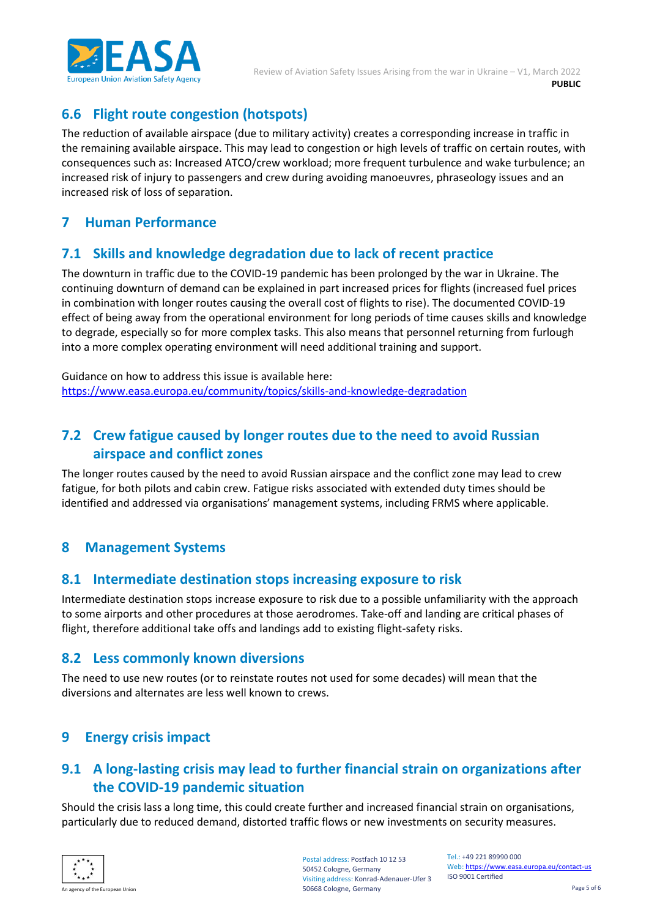## 6.6 Flight route congestion (hotspots)

The reduction of available airspace (due to military activity) creates a corresponding increase in traffic in the remaining available airspace. This may lead to congestion or high levels of traffic on certain routes, with consequences such as: Increased ATCO/crew workload; more frequent turbulence and wake turbulence; an increased risk of injury to passengers and crew during avoiding manoeuvres, phraseology issues and an increased risk of loss of separation.

# 7 Human Performance

## 7.1 Skills and knowledge degradation due to lack of recent practice

The downturn in traffic due to the COVID-19 pandemic has been prolonged by the war in Ukraine. The continuing downturn of demand can be explained in part increased prices for flights (increased fuel prices in combination with longer routes causing the overall cost of flights to rise). The documented COVID-19 effect of being away from the operational environment for long periods of time causes skills and knowledge to degrade, especially so for more complex tasks. This also means that personnel returning from furlough into a more complex operating environment will need additional training and support.

Guidance on how to address this issue is available here:
https://www.easa.europa.eu/community/topics/skills-and-knowledge-degradation

## 7.2 Crew fatigue caused by longer routes due to the need to avoid Russian airspace and conflict zones

The longer routes caused by the need to avoid Russian airspace and the conflict zone may lead to crew fatigue, for both pilots and cabin crew. Fatigue risks associated with extended duty times should be identified and addressed via organisations' management systems, including FRMS where applicable.

# 8 Management Systems

## 8.1 Intermediate destination stops increasing exposure to risk

Intermediate destination stops increase exposure to risk due to a possible unfamiliarity with the approach to some airports and other procedures at those aerodromes. Take-off and landing are critical phases of flight, therefore additional take offs and landings add to existing flight-safety risks.

## 8.2 Less commonly known diversions

The need to use new routes (or to reinstate routes not used for some decades) will mean that the diversions and alternates are less well known to crews.

# 9 Energy crisis impact

## 9.1 A long-lasting crisis may lead to further financial strain on organizations after the COVID-19 pandemic situation

Should the crisis lass a long time, this could create further and increased financial strain on organisations, particularly due to reduced demand, distorted traffic flows or new investments on security measures.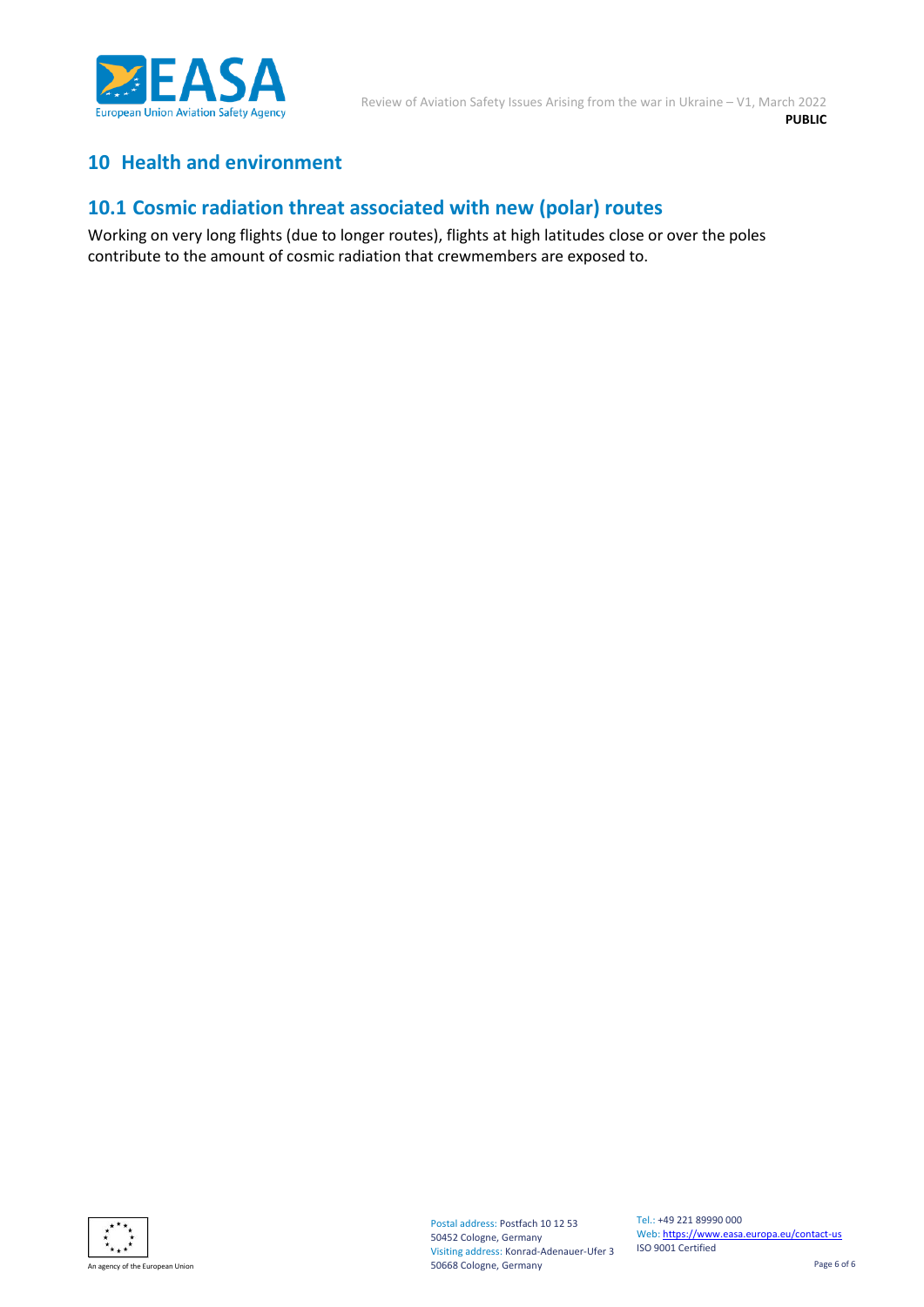# 10 Health and environment

## 10.1 Cosmic radiation threat associated with new (polar) routes

Working on very long flights (due to longer routes), flights at high latitudes close or over the poles contribute to the amount of cosmic radiation that crewmembers are exposed to.